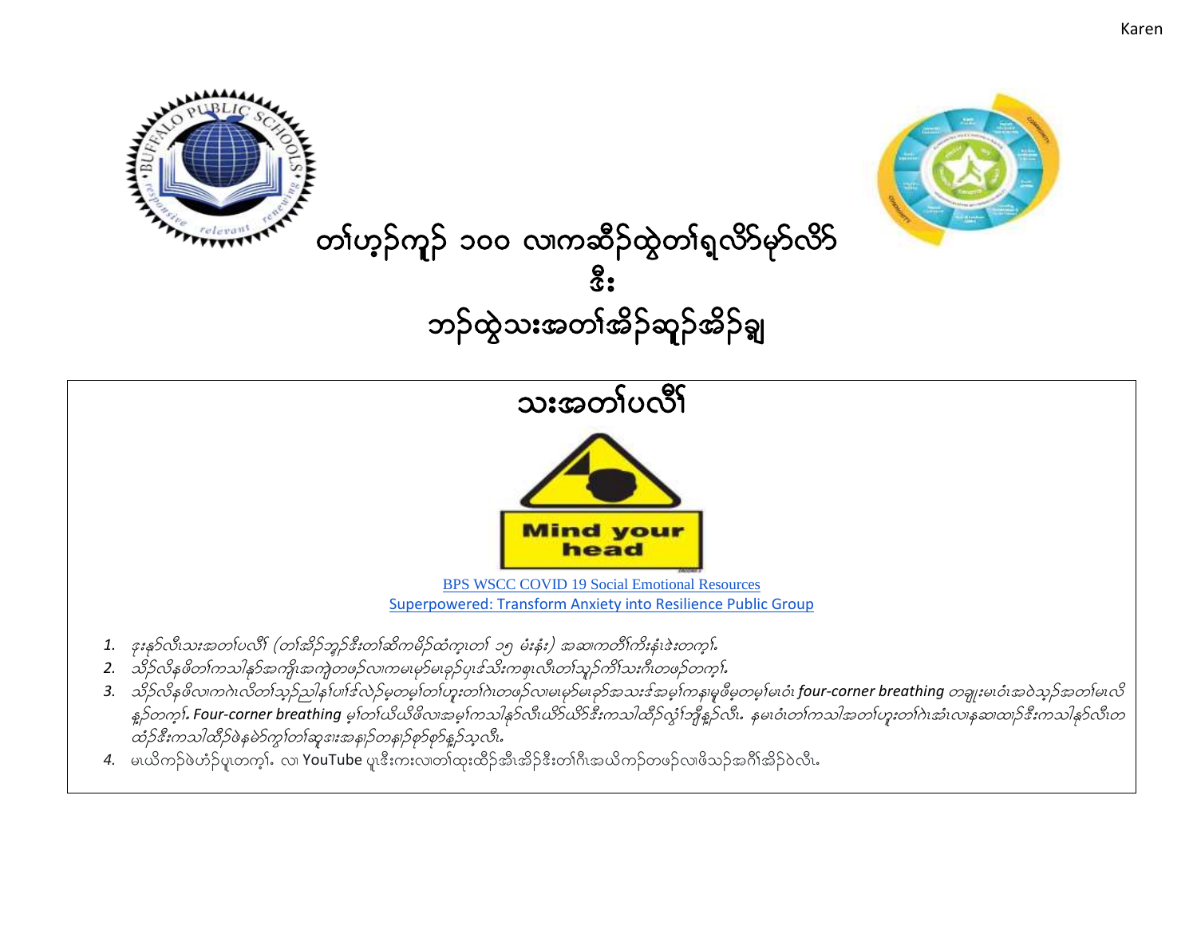# တၢ်ဟ့ၣ်ကူၣ် ၁၀၀ လၢကဆီၣ်ထွဲတၢ်ရှလိာ်မာ်လိာ် ဒီး ဘၣ်ထွဲသးအတၢ်အိၣ်ဆူၣ်အိၣ်ချ

## သးအတၢ်ပလီၢ်

[BPS WSCC COVID 19 Social Emotional Resources](#)

[Superpowered: Transform Anxiety into Resilience Public Group](#)

1. *ဒုးနဲၣ်လီၤသးအတၢ်ပလီၢ် (တၢ်အိၣ်ဘှၣ်ဒီးတၢ်ဆိကမိၣ်ထံကူၤတၢ် ၁၅ မံးနံး) အဆၢကတီၢ်ကိးနံၤဒဲးတက့ၢ်.*
2. *သိၣ်လိနဖိတၢ်ကသါနၣ်အကျိၤအကျဲတဖၣ်လၢကမၤမှာ်မၤခုၣ်ပှၤဒ်သိးကစူၤလီၤတၢ်သူၣ်ကိၢ်သးဂီၤတဖၣ်တက့ၢ်.*
3. *သိၣ်လိနဖိလၢကဂဲၤလိတၢ်သ့ၣ်ညါနၢ်ပၢၢ်ဒ်လဲၣ်မ့တမ့ၢ်တၢ်ဟူးတၢ်ဂဲၤတဖၣ်လၢမၤမှာ်မၤခုၣ်အသးဒ်အမ့ၢ်ကနမုဖိမ့တမ့ၢ်မၤဝံၤ **four-corner breathing** တချုးမၤဝံၤအဝဲသ့ၣ်အတၢ်မၤလိနူၣ်တက့ၢ်. **Four-corner breathing** မ့ၢ်တၢ်ယိယိဖိလၢအမ့ၢ်ကသါနၣ်လီၤယိာ်ယိာ်ဒီးကသါထီၣ်လွံၢ်ဘျီနူၣ်လီၤ. နမၤဝံၤတၢ်ကသါအတၢ်ဟူးတၢ်ဂဲၤအံၤလၢနဆၢထၢၣ်ဒီးကသါနၣ်လီၤတထံၣ်ဒီးကသါထီၣ်ဖဲနမဲာ်ကွၢ်တၢ်ဆုးအနၢၣ်တနၢၣ်စုာ်စုာ်နူၣ်သ့လီၤ.*
4. မၤယိကၣ်ဖဲဟံၣ်ပူၤတက့ၢ်. လၢ YouTube ပူၤဒီးကးလၢတၢ်ထုးထီၣ်အီၤအိၣ်ဒီးတၢ်ဂီၤအယိကၣ်တဖၣ်လၢဖိသၣ်အဂီၢ်အိၣ်ဝဲလီၤ.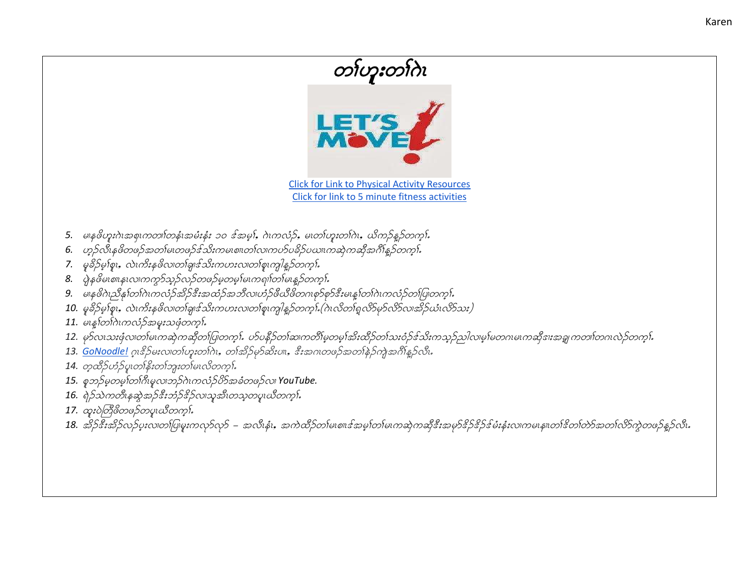# တၢ်ဟူးတၢ်ဂဲၤ

Click for Link to Physical Activity Resources
Click for link to 5 minute fitness activities

5. မၤနဖိဟူးဂဲၤအစုၤကတၢၢ်တနံၤအမံးနံး ၁၀ ဒ်အမ့ၢ်, ဂဲၤကလံၣ်, မၤတၢ်ဟူးတၢ်ဂဲၤ, ယိကၣ်နူၣ်တက့ၢ်.
6. ဟ့ၣ်လီၤနဖိတဖၣ်အတၢ်မၤတဖၣ်ဒ်သိးကမၤစၢၤတၢ်လၢကပာ်ပနီၣ်ပယၢၤကဆဲ့ကဆိုအဂီၢ်နူၣ်တက့ၢ်.
7. မ့မ့ၣ်မ့ၢ်စ့ၤ, လဲၤကိးနဖိလၢတၢ်ချၢဒ်သိးကဟးလၢတၢ်စူၤကျါနူၣ်တက့ၢ်.
8. ပျဲနဖိမၤစၢၤနၤလၢကကွာ်သ့ၣ်လဲၣ်တဖၣ်မ့တမ့ၢ်မၤကရၢၢ်တၢ်မၤနူၣ်တက့ၢ်.
9. မၤနဖိဂဲၤညီနုၢ်တၢ်ဂဲၤကလံၣ်အိၣ်ဒီးအထံၣ်အဘီလၢဟံၣ်ဖီယိဖိတဂၤစ့ာ်စ့ာ်ဒီးမၤနူၢ်တၢ်ဂဲၤကလံၣ်တၢ်ပြၢတက့ၢ်.
10. မ့မ့ၣ်မ့ၢ်စ့ၤ, လဲၤကိးနဖိလၢတၢ်ချၢဒ်သိးကဟးလၢတၢ်စူၤကျါနူၣ်တက့ၢ်.(ဂဲၤလိတၢ်ရှလိာ်မ့ာ်လိာ်လၢအိၣ်ယံၤလိာ်သး)
11. မၤနူၢ်တၢ်ဂဲၤကလံၣ်အမူးသဖံတက့ၢ်.
12. မ့ာ်လၢသးဖုံလၢတၢ်မၤကဆဲ့ကဆိုတၢ်ပြၢတက့ၢ်. ပာ်ပနီၣ်တၢ်ဆၢကတီၢ်မ့တမ့ၢ်အိးထိၣ်တၢ်သးဝံၣ်ဒ်သိးကသ့ၣ်ညါလၢမ့ၢ်မတဂၤမၤကဆိုဒၢးအချ့ကတၢၢ်တဂၤလဲၣ်တက့ၢ်.
13. *GoNoodle!* ဂ့ၤဒိၣ်မးလၢတၢ်ဟူးတၢ်ဂဲၤ, တၢ်အိၣ်မ့ာ်ဆိးဟ့ၤ, ဒီးအဂၤတဖၣ်အတၢ်နဲၣ်ကဲ့အဂီၢ်နူၣ်လီၤ.
14. တ့ထိၣ်ဟံၣ်ပူၤတၢ်နိးတၢ်ဘူးတၢ်မၤလိတက့ၢ်.
15. စူဘၣ်မ့တမ့ၢ်တၢ်ဂီၤမူလၢဘၣ်ဂဲၤကလံၣ်ပိာ်အခံတဖၣ်လၢ *YouTube.*
16. ရဲၣ်သဲကတီၤနဆဲ့အၣ်ဒီးဘံၣ်ဒိၣ်လၢသူအီၤတသ့တပူၤယီတက့ၢ်.
17. ထူးပဲတြံဖိတဖၣ်တပူၤယီတက့ၢ်.
18. အိၣ်ဒီးအိၣ်လၣ်ပူးလၢတၢ်ပြၢမူးကလုာ်လုာ် – အလီၤနံၤ, အကဲထိၣ်တၢ်မၤစၢၤဒ်အမ့ၢ်တၢ်မၤကဆဲ့ကဆိုဒီးအမ့ာ်ဒိၣ်ဒိၣ်ဒ်မံးနံးလၢကမၤနၢၤတၢ်ဒိတၢ်တဲာ်အတၢ်လိာ်ကွဲတဖၣ်နူၣ်လီၤ.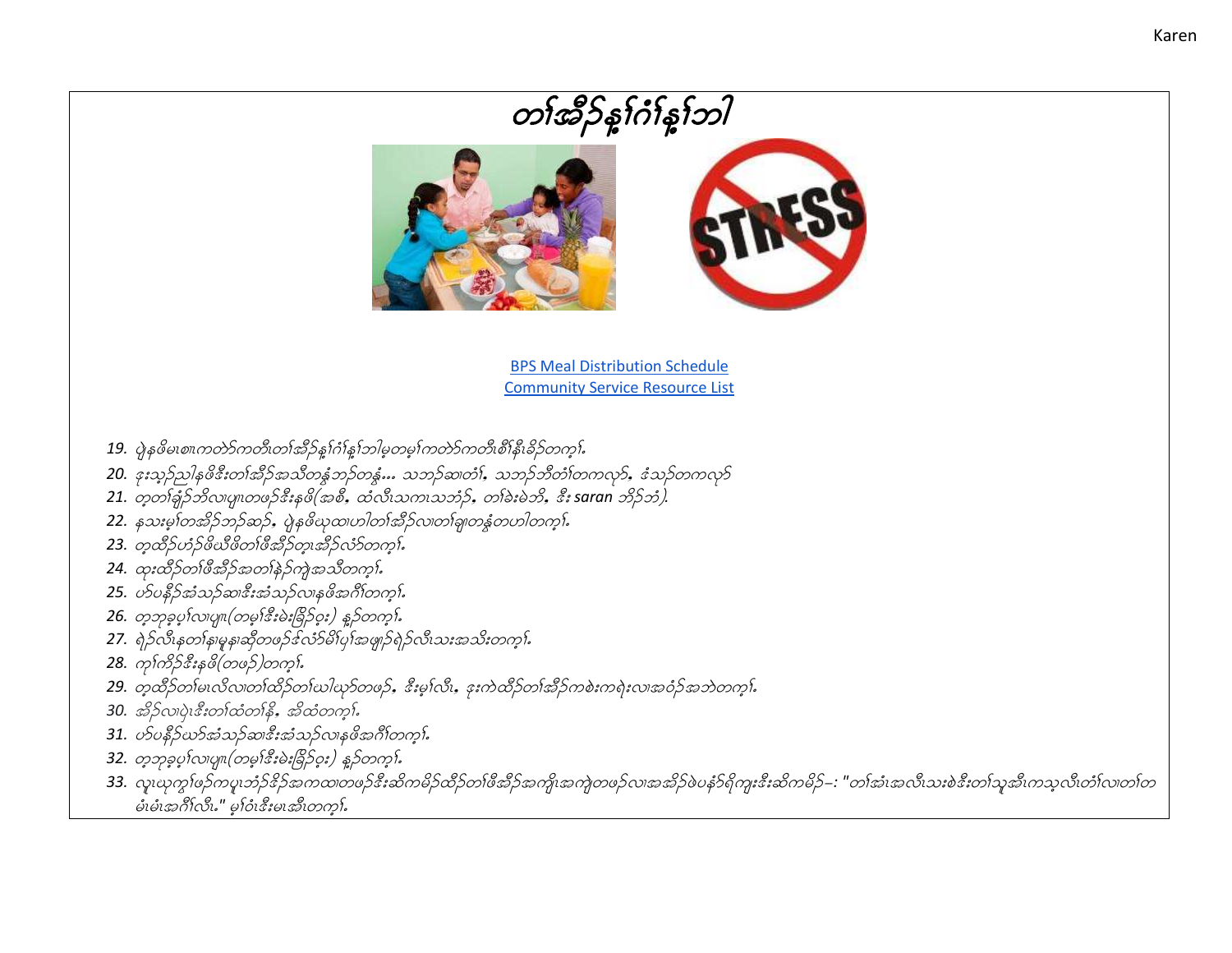# တၢ်အီဉ်နၢ်ဂံၢ်နၢ်ဘါ

[BPS Meal Distribution Schedule](#)
[Community Service Resource List](#)

19. ပှဲနဖိမၤစၢၤကတဲာ်ကတီၤတၢ်အီဉ်နၢ်ဂံၢ်နၢ်ဘါမ့တမ့ၢ်ကတဲာ်ကတီၤစီၢ်နီၤခိဉ်တက့ၢ်.
20. ဒုးသ့ဉ်ညါနဖိဒီးတၢ်အီဉ်အသိတနံၤဘဉ်တနံၤ... သဘဉ်ဆၢတံၢ်, သဘဉ်ဘီတံၢ်တကလုာ်, ဒံသဉ်တကလုာ်
21. တ့တၢ်ချံဉ်ဘိလၢပျπတဖဉ်ဒီးနဖိ(အစီ, ထံလီၤသကၤသဘံဉ်, တၢ်ခဲးမဲဘိ, ဒီး saran ဘိဉ်ဘံ).
22. နသးမ့ၢ်တအိဉ်ဘဉ်ဆဉ်, ပှဲနဖိယုထၢပၢါတၢ်အီဉ်လၢတၢ်ချၢတနံၤတပၢါတက့ၢ်.
23. တ့ထိဉ်ဟံဉ်ဖိယီဖိတၢ်ဖိအီဉ်တ့ၤအီဉ်လံာ်တက့ၢ်.
24. ထုးထိဉ်တၢ်ဖိအီဉ်အတၢ်နဲဉ်ကျဲအသီတက့ၢ်.
25. ဟ်ပနီဉ်အံသဉ်ဆၢဒီးအံသဉ်လၢနဖိအဂီၢ်တက့ၢ်.
26. တ့ဘုခ့ပှၢ်လၢပျπ(တမ့ၢ်ဒီးမဲးခြိဉ်ဝ့း) နူဉ်တက့ၢ်.
27. ရဲဉ်လီၤနတၢ်နၢမှနၢဆိုတဖဉ်ဒ်လံာ်မိၢ်ပှၢ်အဖျာဉ်ရဲဉ်လီၤသးအသိးတက့ၢ်.
28. ကွၢ်ကိဉ်ဒီးနဖိ(တဖဉ်)တက့ၢ်.
29. တ့ထိဉ်တၢ်မၤလိလၢတၢ်ထိဉ်တၢ်ယါယှာ်တဖဉ်, ဒီးမ့ၢ်လီၤ, ဒုးကဲထိဉ်တၢ်အီဉ်ကစဲးကရဲးလၢအဝံဉ်အဘဲတက့ၢ်.
30. အိဉ်လၢပှဲၤဒီးတၢ်ထံတၢ်နိ, အိထံတက့ၢ်.
31. ဟ်ပနီဉ်ယာ်အံသဉ်ဆၢဒီးအံသဉ်လၢနဖိအဂီၢ်တက့ၢ်.
32. တ့ဘုခ့ပှၢ်လၢပျπ(တမ့ၢ်ဒီးမဲးခြိဉ်ဝ့း) နူဉ်တက့ၢ်.
33. လူၤယုကွၢ်ဖဉ်ကပူၤဘံဉ်ဒိဉ်အကထၢတဖဉ်ဒီးဆိကမိဉ်ထိဉ်တၢ်ဖိအီဉ်အကျိၤအကျဲတဖဉ်လၢအအိဉ်ဖဲပနံာ်ရိကျၤဒီးဆိကမိဉ်–: "တၢ်အံၤအလီၤသးစဲဒီးတၢ်သူအီၤကသ့လီၤတံၢ်လၢတၢ်တမံၤမံၤအဂီၢ်လီၤ." မ့ၢ်ဝံၤဒီးမၤအီၤတက့ၢ်.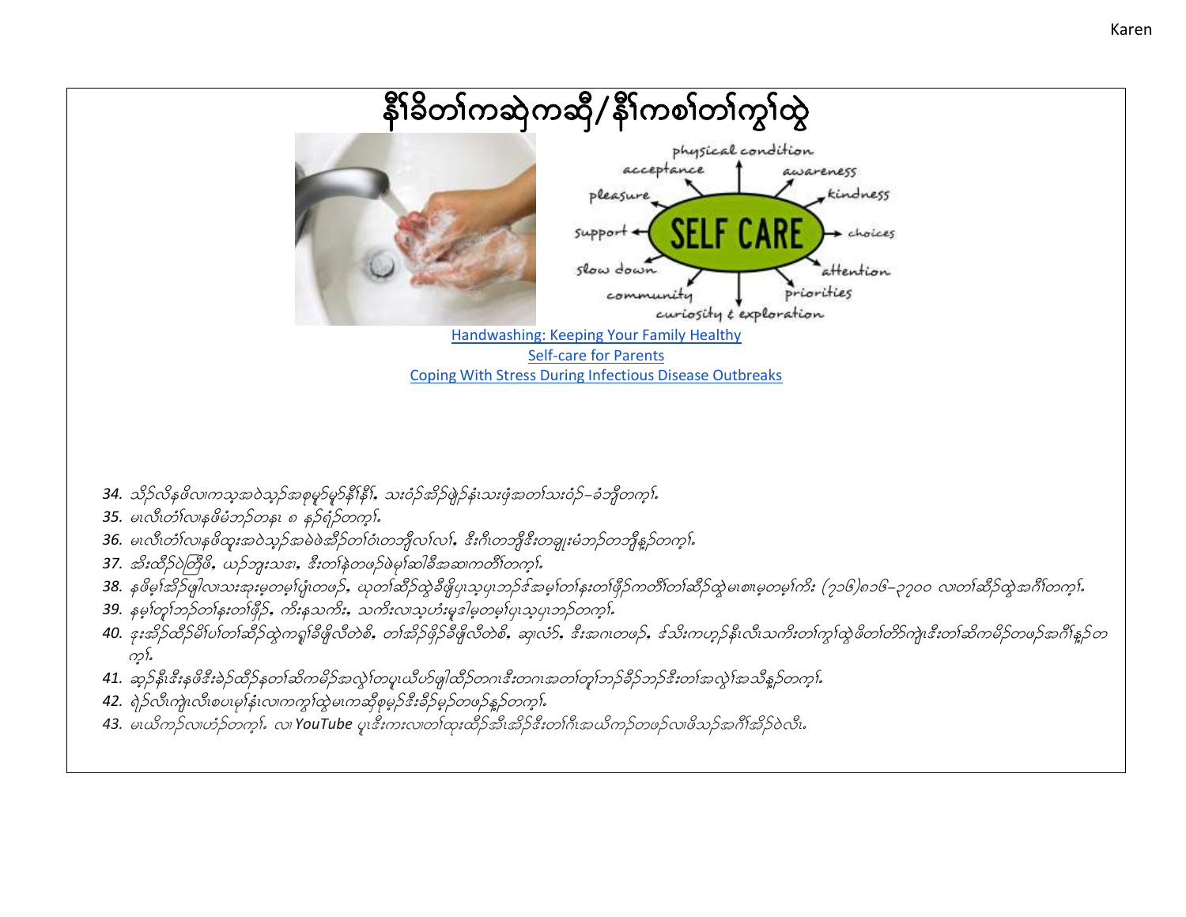# နီၢ်ခိတၢ်ကဆဲကဆို/နီၢ်ကစၢ်တၢ်ကွၢ်ထွဲ

[Handwashing: Keeping Your Family Healthy](#)
[Self-care for Parents](#)
[Coping With Stress During Infectious Disease Outbreaks](#)

34. သိဉ်လိနဖိလၢကသ့အဝဲသ့ဉ်အစုမုဉ်မုဉ်နီၢ်နီၢ်. သးဝံဉ်အိဉ်ဖျံဉ်နံၤသးဖံအတၢ်သးဝံဉ်–ခံဘျီတက့ၢ်.
35. မၤလီၤတံၢ်လၢနဖိမံဘၣ်တနၤ ၈ နၣ်ရံၣ်တက့ၢ်.
36. မၤလီၤတံၢ်လၢနဖိထူးအဝဲသ့ဉ်အမဲဖဲအိဉ်တၢ်ဝံၤတဘျီလၢ်လၢ်. ဒီးဂ့ၤတဘျီဒီးတချူးမံဘၣ်တဘျီနှဉ်တက့ၢ်.
37. အီးထိဉ်ဝဲတြီဖိ, ယဉ်ဘူးသဒၢ, ဒီးတၢ်နဲတဖဉ်ဖဲမ့ၢ်ဆါခီအဆၢကတီၢ်တက့ၢ်.
38. နဖိမ့ၢ်အိဉ်ဖျါလၢသးအုးမ့တမ့ၢ်ပျံၤတဖဉ်, ယုတၢ်ဆီဉ်ထွဲခီဖျိပှၤသ့ပှၤဘဉ်ဒ်အမ့ၢ်တၢ်နးတၢ်ဖှိဉ်ကတိၢ်တၢ်ဆီဉ်ထွဲမၤစၢၤမ့တမ့ၢ်ကိး (၇၁၆)၈၁၆–၃၇၀၀ လၢတၢ်ဆီဉ်ထွဲအဂီၢ်တက့ၢ်.
39. နမ့ၢ်တူၢ်ဘဉ်တၢ်နးတၢ်ဖှိဉ်, ကိးနသကိး, သကိးလၢသ့ဟံးမူဒါမ့တမ့ၢ်ပှၤသ့ပှၤဘဉ်တက့ၢ်.
40. ဒုးအိဉ်ထိဉ်မိၢ်ပၢ်တၢ်ဆီဉ်ထွဲကရၢ်ခီဖျိလီတဲစိ, တၢ်အိဉ်ဖှိဉ်ခီဖျိလီတဲစိ, ဆၢလံဉ်, ဒီးအဂၤတဖဉ်, ဒ်သိးကဟ့ဉ်နီၤလီၤသကိးတၢ်ကွၢ်ထွဲဖိတၢ်တိာ်ကျဲၤဒီးတၢ်ဆိကမိဉ်တဖဉ်အဂီၢ်နှဉ်တက့ၢ်.
41. ဆ့ဉ်နီၤဒီးနဖိဒီးခဲဉ်ထီဉ်နတၢ်ဆိကမိဉ်အလွဲၢ်တပူၤယီဟ်ဖျါထီဉ်တဂၤဒီးတဂၤအတၢ်တူၢ်ဘဉ်ခီဉ်ဘဉ်ဒီးတၢ်အလွဲၢ်အသိနှဉ်တက့ၢ်.
42. ရဲဉ်လီၤကျဲၤလီၤစပၤမ့ၢ်နံၤလၢကကွၢ်ထွဲမၤကဆိုစုမုဉ်ဒီးခီဉ်မုဉ်တဖဉ်နှဉ်တက့ၢ်.
43. မၤဃိကဉ်လၢဟံဉ်တက့ၢ်. လၢ **YouTube** ပူၤဒီးကးလၢတၢ်ထုးထိဉ်အီၤအိဉ်ဒီးတၢ်ဂီၤအဃိကဉ်တဖဉ်လၢဖိသဉ်အဂီၢ်အိဉ်ဝဲလီၤ.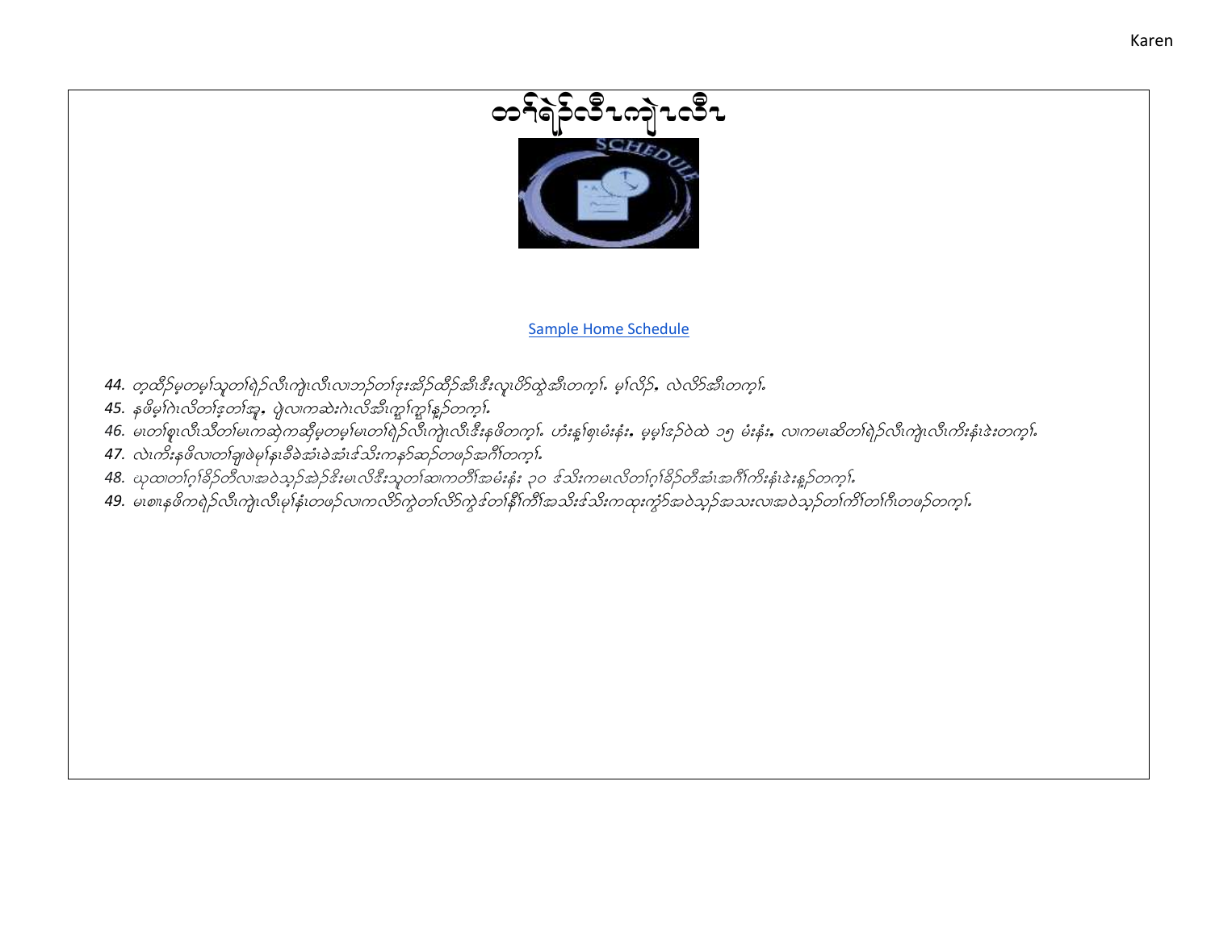# တၢ်ရဲဉ်လီၤကျဲၤလီၤ

[Sample Home Schedule]

44. *တ့ထီဉ်မ့တမ့ၢ်သူတၢ်ရဲဉ်လီၤကျဲၤလီၤလၢဘဉ်တၢ်ဒုးအိဉ်ထီဉ်အီၤဒီးလူၤပိဉ်ထွဲအီၤတက့ၢ်. မ့ၢ်လိဉ်, လဲလိာ်အီၤတက့ၢ်.*
45. *နဖိမ့ၢ်ဂဲၤလိတၢ်ဒ့တၢ်အူ, ပျဲလၢကဆဲးဂဲၤလိအီၤကျွၢ်ကျွၢ်နှဉ်တက့ၢ်.*
46. *မၤတၢ်စူၤလီၤသီတၢ်မၤကဆဲကဆိုမ့တမ့ၢ်မၤတၢ်ရဲဉ်လီၤကျဲၤလီၤဒီးနဖိတက့ၢ်. ဟံးန့ၢ်စ့ၤမံးနံး, မ့မ့ၢ်ဒဉ်ဝဲထဲ ၁၅ မံးနံး, လၢကမၤဆိတၢ်ရဲဉ်လီၤကျဲၤလီၤကီးနံးဒဲးတက့ၢ်.*
47. *လဲၤကီးနဖိလၢတၢ်ချၢဖဲမ့ၢ်နၤခီခဲအံၤခဲအံၤဒ်သိးကနဉ်ဆဉ်တဖဉ်အဂီၢ်တက့ၢ်.*
48. *ယုထၢတၢ်ဂ့ၢ်ခိဉ်တီလၢအဝဲသ့ဉ်အဲဉ်ဒိးမၤလိဒီးသူတၢ်ဆၢကတီၢ်အမံးနံး ၃၀ ဒ်သိးကမၤလိတၢ်ဂ့ၢ်ခိဉ်တီအံၤအဂီၢ်ကီးနံးဒဲးနှဉ်တက့ၢ်.*
49. *မၤစၢၤနဖိကရဲဉ်လီၤကျဲၤလီၤမ့ၢ်နံၤတဖဉ်လၢကလိာ်ကွဲတၢ်လိာ်ကွဲဒ်တၢ်နီၢ်ကိၢ်အသိးဒ်သိးကထုးကွံာ်အဝဲသ့ဉ်အသးလၢအဝဲသ့ဉ်တၢ်ကိၢ်တၢ်ဂီၤတဖဉ်တက့ၢ်.*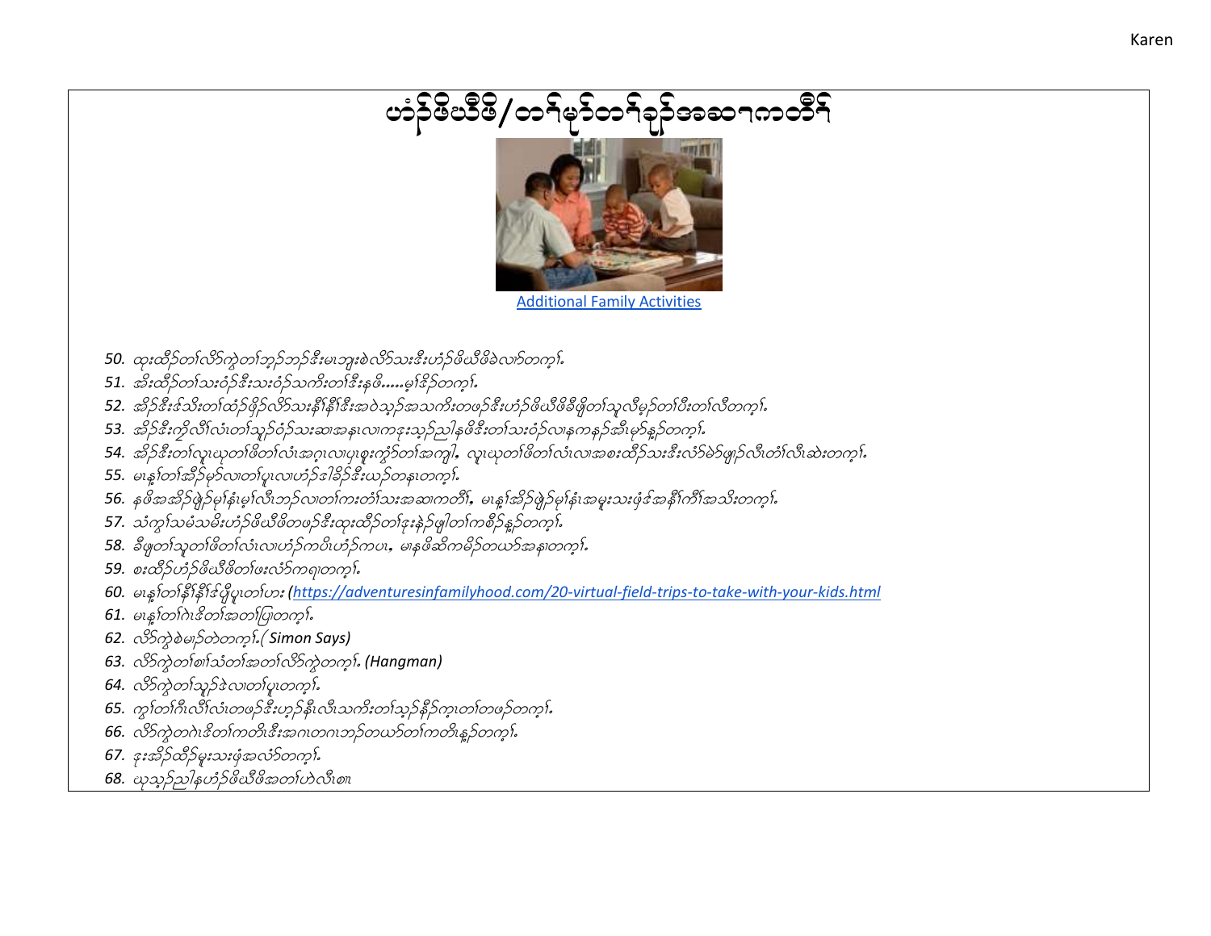# ဟံၣ်ဖိဃီဖိ/တၢ်မၤတၢ်ချၢ်အခဆၢကတီၢ်

Additional Family Activities

50. ထုးထိၣ်တၢ်လိၥ်ကွဲတၢ်ဘၣ်ဘၣ်ဒီးမၤဘျးစဲလိၥ်သးဒီးဟံၣ်ဖိဃီဖိခဲလၢၥ်တက့ၢ်.
51. အိးထိၣ်တၢ်သးဝံၣ်ဒီးသးဝံၣ်သကိးတၢ်ဒီးနဖိ.....မ့ၢ်ဒ်ၣ်တက့ၢ်.
52. အိၣ်ဒီးဒ်သိးတၢ်ထံၣ်ဖှိၣ်လိၥ်သးနီၢ်နီၢ်ဒီးအဝဲသ့ၣ်အသကိးတဖၣ်ဒီးဟံၣ်ဖိဃီဖိခီဖျိတၢ်သူလီမှၣ်တၢ်ပီးတၢ်လီတက့ၢ်.
53. အိၣ်ဒီးကွဲလီၢ်လံၤတၢ်သူၣ်ဝံၣ်သးဆၢအနၤလၢကဒုးသ့ၣ်ညါနဖိဒီးတၢ်သးဝံၣ်လၢနကနၣ်အီၤမ့ၢ်နၣ်တက့ၢ်.
54. အိၣ်ဒီးတၢ်လူၤယုတၢ်ဖိတၢ်လံၤအဂ့ၤလၢပှၤစူးကွဲၥ်တၢ်အကျါ, လူၤယုတၢ်ဖိတၢ်လံၤလၢအစးထိၣ်သးဒီးလံၥ်မဲၥ်ဖျၢၣ်လီၤတံၢ်လီၤဆဲးတက့ၢ်.
55. မၤန့ၢ်တၢ်အိၣ်မှၥ်လၢတၢ်ပူၤလၢဟံၣ်ဒၢခိၣ်ဒီးယၣ်တနၤတက့ၢ်.
56. နဖိအအိၣ်ဖှိၣ်မ့ၢ်နံၤမ့ၢ်လီၤဘၣ်လၢတၢ်ကးတံၢ်သးအဆၢကတီၢ်, မၤန့ၢ်အိၣ်ဖှိၣ်မ့ၢ်နံၤအမူးသးဖှံဒ်အနီၢ်ကီၢ်အသိးတက့ၢ်.
57. သံကွၢ်သမံသမိးဟံၣ်ဖိဃီဖိတဖၣ်ဒီးထုးထိၣ်တၢ်ဒုးနဲၣ်ဖျါတၢ်ကစီၣ်နူၣ်တက့ၢ်.
58. ခီဖျိတၢ်သူတၢ်ဖိတၢ်လံၤလၢဟံၣ်ကပီၤဟံၣ်ကပၤ, မၤနဖိဆိကမိၣ်တယၥ်အနၤတက့ၢ်.
59. စးထိၣ်ဟံၣ်ဖိဃီဖိတၢ်ဖးလံၥ်ကရၢတက့ၢ်.
60. မၤန့ၢ်တၢ်နီၢ်နီၢ်ဒ်ဖှိပူၤတၢ်ဟး (https://adventuresinfamilyhood.com/20-virtual-field-trips-to-take-with-your-kids.html
61. မၤန့ၢ်တၢ်ဂဲၤဒိတၢ်အတၢ်ပြါတက့ၢ်.
62. လိၥ်ကွဲစဲမၤၣ်တဲတက့ၢ်.( Simon Says)
63. လိၥ်ကွဲတၢ်စၢ်သံတၢ်အတၢ်လိၥ်ကွဲတက့ၢ်. (Hangman)
64. လိၥ်ကွဲတၢ်သူၣ်ဒဲလၢတၢ်ပူၤတက့ၢ်.
65. ကွၢ်တၢ်ဂီၤလီၢ်လံၤတဖၣ်ဒီးဟ့ၣ်နီၤလီၤသကိးတၢ်သ့ၣ်နီၣ်က့ၤတၢ်တဖၣ်တက့ၢ်.
66. လိၥ်ကွဲတဂဲၤဒိတၢ်ကတိၤဒီးအဂၤတဂၤဘၣ်တယၥ်တၢ်ကတိၤနူၣ်တက့ၢ်.
67. ဒုးအိၣ်ထိၣ်မူးသးဖှံအလံၥ်တက့ၢ်.
68. ယုသ့ၣ်ညါနဟံၣ်ဖိဃီဖိအတၢ်ဟဲလီၤစၢၤ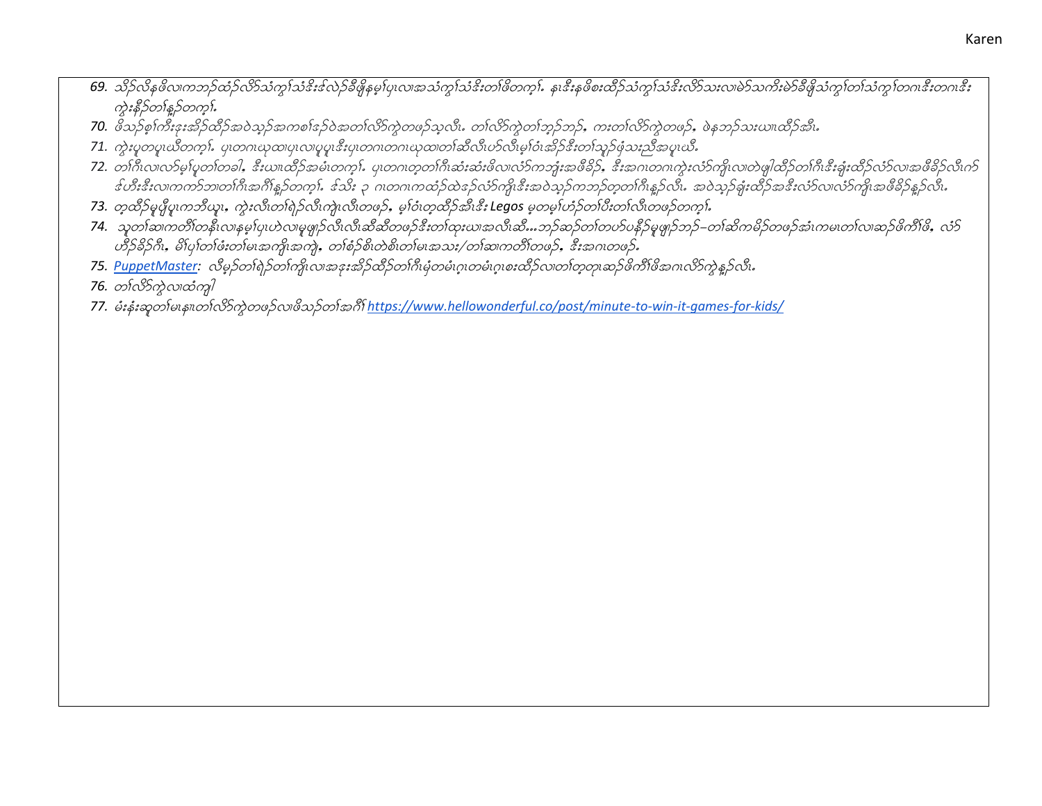69. သိဉ်လိနဖိလၢကဘဉ်ထံဉ်လိာ်သံကွၢ်သံဒိးဒ်လဲဉ်ခီဖျိနမ့ၢ်ပှၤလၢအသံကွၢ်သံဒိးတၢ်ဖိတက့ၢ်. နၤဒိးနဖိစးထိဉ်သံကွၢ်သံဒိးလိာ်သးလၢမဲာ်သကိးမဲာ်ခီဖျိသံကွၢ်တၢ်သံကွၢ်တဂၤဒီးတဂၤဒီး ကွဲးနီဉ်တၢ်နူဉ်တက့ၢ်.

70. ဖိသဉ်စ့ၢ်ကီးဒုးအိဉ်ထိဉ်အဝဲသ့ဉ်အကစၢ်ဒဉ်ဝဲအတၢ်လိာ်ကွဲတဖဉ်သ့လီၤ. တၢ်လိာ်ကွဲတၢ်ဘ့ဉ်ဘဉ်, ကးတၢ်လိာ်ကွဲတဖဉ်, ဖဲနဘဉ်သးယၢၤထိဉ်အီၤ.

71. ကွဲးပှၤတပှၤဃိတက့ၢ်. ပှၤတဂၤယုထၢပှၤလၢပှၤပှၤဒီးပှၤတဂၤတဂၤယုထၢတၢ်ဆီလီၤပာ်လီၤမ့ၢ်ဝံၤအိဉ်ဒီးတၢ်သူဉ်ဖုံသးညီအပှၤဃိ.

72. တၢ်ဂီၤလၢလာ်မ့ၢ်ပူတၢ်တခါ, ဒီးယၢၤထိဉ်အမံၤတက့ၢ်. ပှၤတဂၤတ့တၢ်ဂီၤဆံးဆံးဖိလၢလံာ်ကဘျံးအဖီခိဉ်, ဒီးအဂၤတဂၤကွဲးလံာ်ကျိၤလၢတဲဖျါထိဉ်တၢ်ဂီၤဒီးချံးထိဉ်လံာ်လၢအဖီခိဉ်လီၤက်ဒ်ပဲၢ်ဒီးလၢကကဲာ်ဘၢတၢ်ဂီၤအဂီၢ်နူဉ်တက့ၢ်. ဒ်သိး ၃ ဂၤတဂၤကထံဉ်ထဲဒဉ်လံာ်ကျိၤဒီးအဝဲသ့ဉ်ကဘဉ်တ့တၢ်ဂီၤနူဉ်လီၤ. အဝဲသ့ဉ်ချံးထိဉ်အဒီးလံာ်လၢလံာ်ကျိၤအဖီခိဉ်နူဉ်လီၤ.

73. တ့ထိဉ်မူဖျိပူၤကဘီယူၤ, ကွဲးလီၤတၢ်ရဲဉ်လီၤကျဲၤလီၤတဖဉ်, မ့ၢ်ဝံၤတ့ထိဉ်အီၤဒီး **Legos** မ့တမ့ၢ်ဟံဉ်တၢ်ပီးတၢ်လီတဖဉ်တက့ၢ်.

74. သူတၢ်ဆၢကတီၢ်တနီၤလၢနမ့ၢ်ပှၤဟဲလၢမူဖျာဉ်လီၤလီၤဆီဆီတဖဉ်ဒီးတၢ်ထုးဃၢအလီၤဆီ...ဘဉ်ဆဉ်တၢ်တဟ်ပနီဉ်မူဖျာဉ်ဘဉ်–တၢ်ဆိကမိဉ်တဖဉ်အံၤကမၤတၢ်လၢဆ့ဉ်ဖိကိၢ်ဖိ, လံာ်ဟီဉ်ခိဉ်ဂီၤ, မိၢ်ပှၢ်တၢ်ဖံးတၢ်မၤအကျိၤအကျဲ, တၢ်စံဉ်စိၤတဲစိၤတၢ်မၤအသး/တၢ်ဆၢကတီၢ်တဖဉ်, ဒီးအဂၤတဖဉ်.

75. PuppetMaster: လီမ့ဉ်တၢ်ရဲဉ်တၢ်ကျိၤလၢအဒုးအိဉ်ထိဉ်တၢ်ဂီၤမံၤတမံၤဂ့ၤတမံၤဂ့ၤစးထိဉ်လၢတၢ်တ့တုၤဆ့ဉ်ဖိကိၢ်ဖိအဂၤလိာ်ကွဲနူဉ်လီၤ.

76. တၢ်လိာ်ကွဲလၢထံကျါ

77. မံးနံးဆူတၢ်မၤနၢၤတၢ်လိာ်ကွဲတဖဉ်လၢဖိသဉ်တၢ်အဂီၢ် https://www.hellowonderful.co/post/minute-to-win-it-games-for-kids/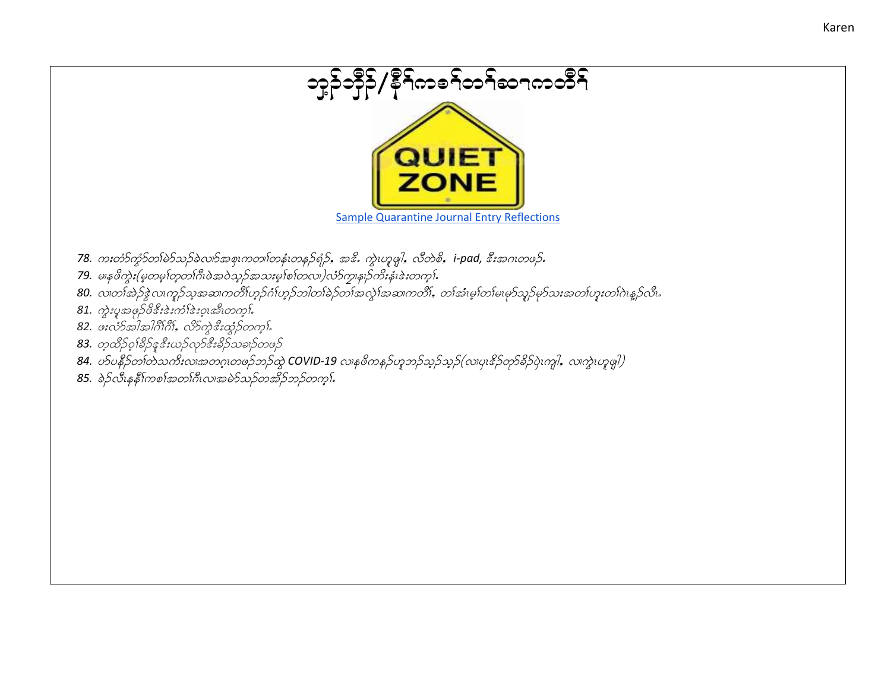# ဘှ့ၣ်ဘှီၣ်/နီၢ်ကစၢ်တၢ်ဆၢကတီၢ်

Sample Quarantine Journal Entry Reflections

78. *ကးတံာ်ကွံာ်တၢ်မဲာ်သၣ်ခဲလၢာ်အစုးကတၢၢ်တနံၤတနၣ်ရံၣ်, အဒိ, ကွဲးဟူဖျါ, လီတဲစိ, i-pad, ဒီးအဂၤတဖၣ်.*

79. *မၤနဖိကွဲး(မ့တမ့ၢ်တ့တၢ်ဂီၤဖဲအဝဲသ့ၣ်အသးမ့ၢ်စၢ်တလၢ)လံာ်ကွၢနၢၣ်ကိးနံၤဒဲးတက့ၢ်.*

80. *လၢတၢ်အဲၣ်ဒိၣ်လၢကၠၣ်သ့အဆၢကတီၢ်ဟ့ၣ်ဂံၢ်ဟ့ၣ်ဘါတၢ်ခဲၣ်တၢ်အလွဲၢ်အဆၢကတီၢ်, တၢ်အံၤမ့ၢ်တၢ်မၤမှာ်သူၣ်မှာ်သးအတၢ်ဟူးတၢ်ဂဲၤန့ၣ်လီၤ.*

81. *ကွဲးပူအဖှၣ်ဖိဒီးဒဲးကံၢ်ဒဲးဝ့ၤအီၤတက့ၢ်.*

82. *ဖးလံာ်အါအါဂိၢ်ဂိၢ်, လိာ်ကွဲဒီးထွံၣ်တက့ၢ်.*

83. *တ့ထိၣ်ဝ့ၢ်ခိၣ်ဒုဒီးယၣ်လုာ်ဒီးခိၣ်သခ့ၣ်တဖၣ်*

84. *ဟ်ပနီၣ်တၢ်တဲသကိးလၢအတဂ့ၤတဖၣ်ဘၣ်ထွဲ COVID-19 လၢနဖိကနၣ်ဟူဘၣ်သ့ၣ်သ့ၣ်(လၢပှၤဒိၣ်တၢ်ခိၣ်ပှဲၤကျါ, လၢကွဲးဟူဖျါ)*

85. *ခဲၣ်လီၤနနီၢ်ကစၢ်အတၢ်ဂီၤလၢအမဲာ်သၣ်တအိၣ်ဘၣ်တက့ၢ်.*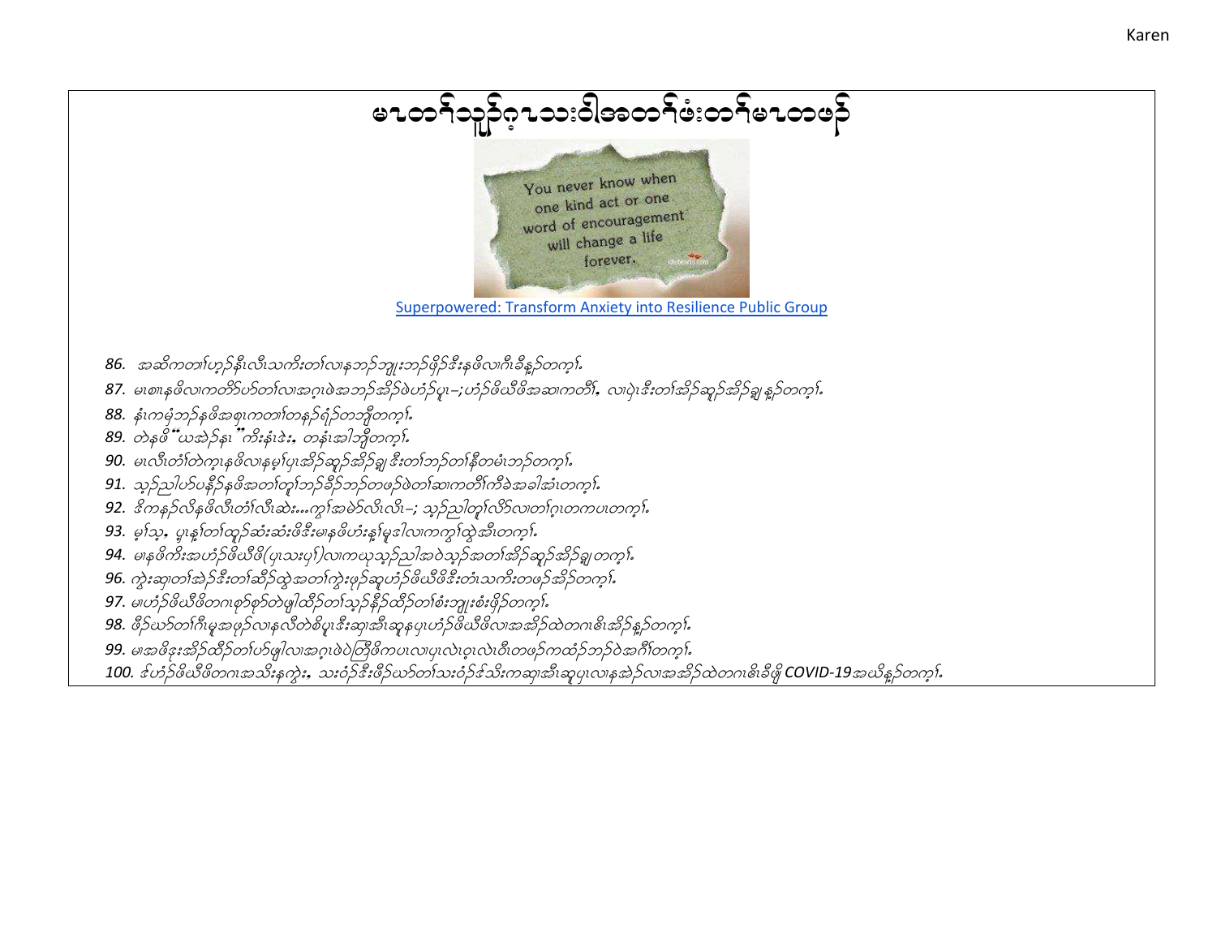# မၤတၢ်သူၣ်ဂ့ၤသးဝါအတၢ်ဖံးတၢ်မၤတဖၣ်

You never know when one kind act or one word of encouragement will change a life forever.

[Superpowered: Transform Anxiety into Resilience Public Group]

86. အဆိကတၢါဟ့ၣ်နီၤလီၤသကိးတၢ်လၢနဘၣ်ဘျုးဘၣ်ဖှိၣ်ဒီးနဖိလၢဂီၤခီနူၣ်တက့ၢ်.
87. မၤစၢၤနဖိလၢကတိာ်ပာ်တၢ်လၢအဂ့ၤဖဲအဘၣ်အိၣ်ဖဲဟံၣ်ပူၤ–;ဟံၣ်ဖိယီဖိအဆၢကတီၢ်. လၢပှဲၤဒီးတၢ်အိၣ်ဆူၣ်အိၣ်ချ့နူၣ်တက့ၢ်.
88. နံၤကမံၤဘၣ်နဖိအစုၤကတၢါတနၣ်ရံၣ်တဘျီတက့ၢ်.
89. တဲနဖိ"ယဆဲၣ်နၤ"ကိးနံၤဒံး. တနံၤအါဘျီတက့ၢ်.
90. မၤလီၤတံၢ်တဲက့ၤနဖိလၢနမ့ၢ်ပှၤဆိၣ်ဆူၣ်အိၣ်ချ့ ဒီးတၢ်ဘၣ်တၢ်နိတမံၤဘၣ်တက့ၢ်.
91. သ့ၣ်ညါပာ်ပနိၣ်နဖိအတၢ်တူၢ်ဘၣ်ခီၣ်ဘၣ်တဖၣ်ဖဲတၢ်ဆၢကတီၢ်ကီခဲအခါအံၤတက့ၢ်.
92. ဒိကနၣ်လိနဖိလီၤတံၢ်လီၤဆဲး...ကွၢ်အမဲာ်လီၤလိၤ–; သ့ၣ်ညါတူၢ်လိာ်လၢတၢ်ဂ့ၤတကပၤတက့ၢ်.
93. မ့ၢ်သ့, ပှၤနူၢ်တၢ်ထုၣ်ဆံးဆံးဖိဒီးမၤနဖိဟံးန့ၢ်မူဒါလၢကကွၢ်ထွဲအီၤတက့ၢ်.
94. မၤနဖိကိးအဟံၣ်ဖိယီဖိ(ပှၤသးပှၢ်)လၢကယုသ့ၣ်ညါအဝဲသ့ၣ်အတၢ်အိၣ်ဆူၣ်အိၣ်ချ့တက့ၢ်.
96. ကွဲးဆှၢတၢ်အဲၣ်ဒီးတၢ်ဆိၣ်ထွဲအတၢ်ကွဲးဖှၣ်ဆူဟံၣ်ဖိယီဖိဒီးတံၤသကိးတဖၣ်အိၣ်တက့ၢ်.
97. မၤဟံၣ်ဖိယီဖိတဂၤစှာ်စှာ်တဲဖျါထိၣ်တၢ်သ့ၣ်နီၣ်ထိၣ်တၢ်စံးဘျုးစံးဖှိၣ်တက့ၢ်.
98. ဖိၣ်ယာ်တၢ်ဂီၤမူအဖှၣ်လၢနလီတဲစိပှၤဒီးဆှၢအီၤဆူနပှၤဟံၣ်ဖိယီဖိလၢအအိၣ်ထဲတဂၤဓိၤအိၣ်နူၣ်တက့ၢ်.
99. မၤအဖိဒုးအိၣ်ထိၣ်တၢ်ပာ်ဖျါလၢအဂ့ၤဖဲပဲတြိဖိကပၤလၢပှၤလဲၤဝ့ၤလဲၤဝီၤတဖၣ်ကထံၣ်ဘၣ်ဝဲအဂီၢ်တက့ၢ်.
100. ဒ်ဟံၣ်ဖိယီဖိတဂၤအသိးနကွဲး, သးဝံၣ်ဒီးဖိၣ်ယာ်တၢ်သးဝံၣ်ဒ်သိးကဆှၢအီၤဆူပှၤလၢနအဲၣ်လၢအအိၣ်ထဲတဂၤဓိၤခီဖျိ COVID-19အယိနူၣ်တက့ၢ်.